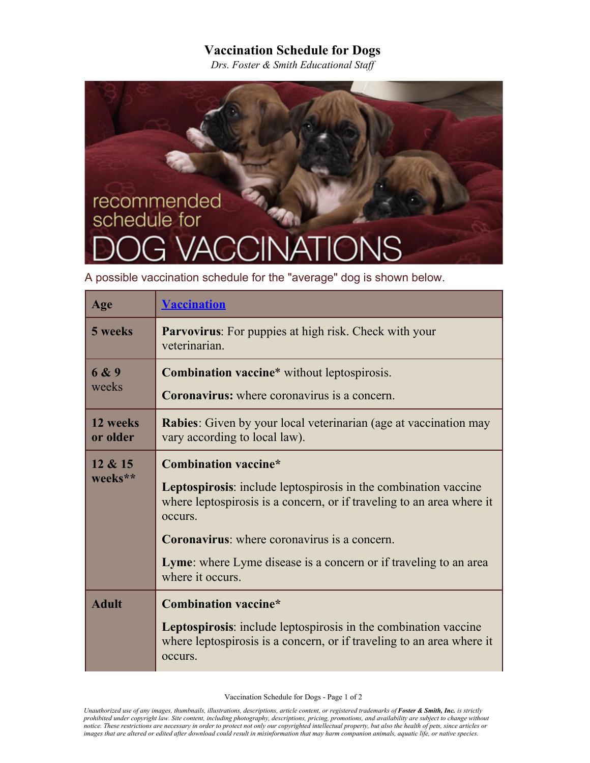# Vaccination Schedule for Dogs

*Drs. Foster & Smith Educational Staff*

A possible vaccination schedule for the "average" dog is shown below.

| Age | Vaccination |
|---|---|
| **5 weeks** | **Parvovirus**: For puppies at high risk. Check with your veterinarian. |
| **6 & 9** weeks | **Combination vaccine*** without leptospirosis.<br><br>**Coronavirus:** where coronavirus is a concern. |
| **12 weeks or older** | **Rabies**: Given by your local veterinarian (age at vaccination may vary according to local law). |
| **12 & 15 weeks**** | **Combination vaccine***<br><br>**Leptospirosis**: include leptospirosis in the combination vaccine where leptospirosis is a concern, or if traveling to an area where it occurs.<br><br>**Coronavirus**: where coronavirus is a concern.<br><br>**Lyme**: where Lyme disease is a concern or if traveling to an area where it occurs. |
| **Adult** | **Combination vaccine***<br><br>**Leptospirosis**: include leptospirosis in the combination vaccine where leptospirosis is a concern, or if traveling to an area where it occurs. |

*Unauthorized use of any images, thumbnails, illustrations, descriptions, article content, or registered trademarks of **Foster & Smith, Inc.** is strictly prohibited under copyright law. Site content, including photography, descriptions, pricing, promotions, and availability are subject to change without notice. These restrictions are necessary in order to protect not only our copyrighted intellectual property, but also the health of pets, since articles or images that are altered or edited after download could result in misinformation that may harm companion animals, aquatic life, or native species.*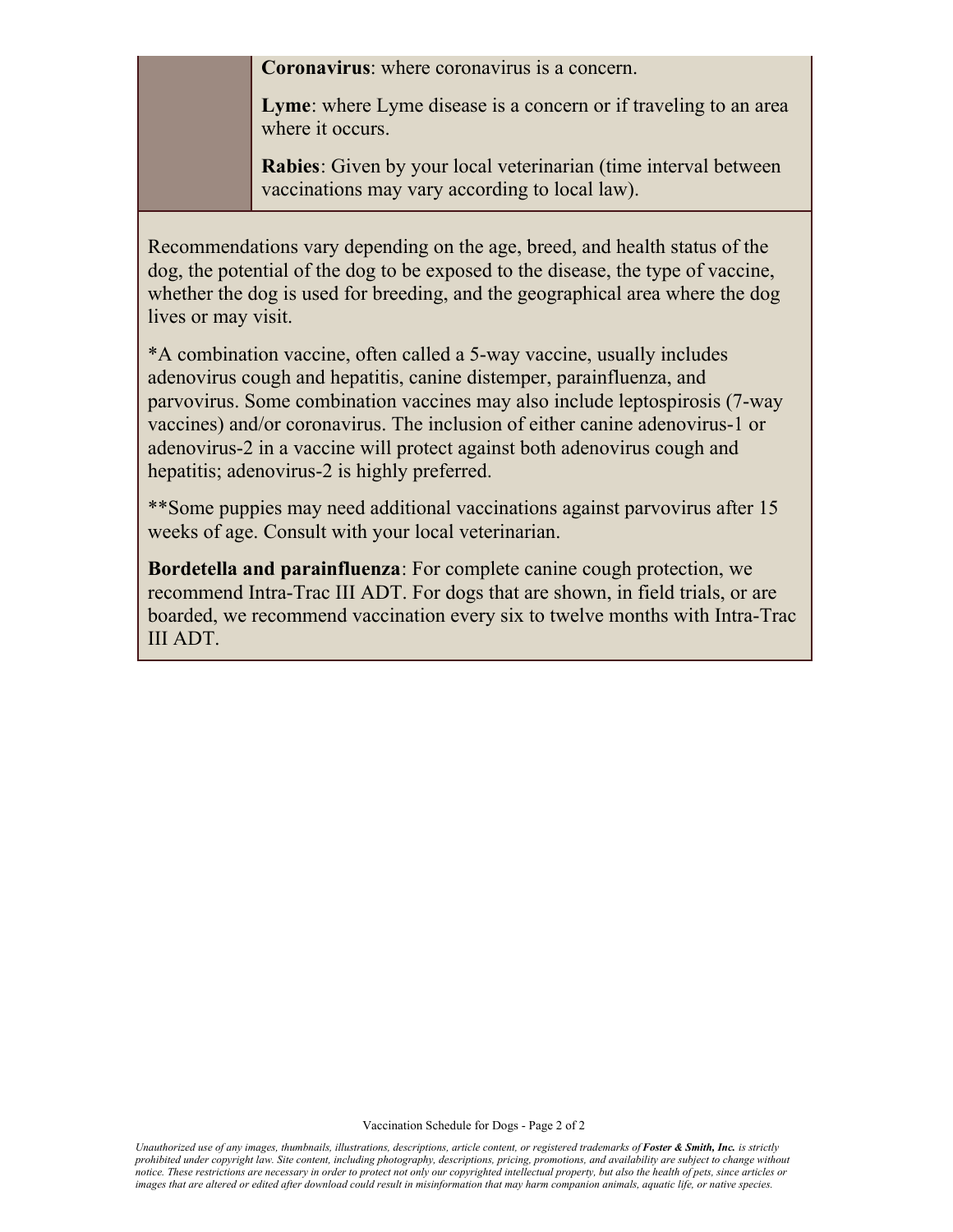| | |
|---|---|
| | **Coronavirus**: where coronavirus is a concern.<br><br>**Lyme**: where Lyme disease is a concern or if traveling to an area where it occurs.<br><br>**Rabies**: Given by your local veterinarian (time interval between vaccinations may vary according to local law). |

Recommendations vary depending on the age, breed, and health status of the dog, the potential of the dog to be exposed to the disease, the type of vaccine, whether the dog is used for breeding, and the geographical area where the dog lives or may visit.

*A combination vaccine, often called a 5-way vaccine, usually includes adenovirus cough and hepatitis, canine distemper, parainfluenza, and parvovirus. Some combination vaccines may also include leptospirosis (7-way vaccines) and/or coronavirus. The inclusion of either canine adenovirus-1 or adenovirus-2 in a vaccine will protect against both adenovirus cough and hepatitis; adenovirus-2 is highly preferred.

**Some puppies may need additional vaccinations against parvovirus after 15 weeks of age. Consult with your local veterinarian.

**Bordetella and parainfluenza**: For complete canine cough protection, we recommend Intra-Trac III ADT. For dogs that are shown, in field trials, or are boarded, we recommend vaccination every six to twelve months with Intra-Trac III ADT.

*Unauthorized use of any images, thumbnails, illustrations, descriptions, article content, or registered trademarks of **Foster & Smith, Inc.** is strictly prohibited under copyright law. Site content, including photography, descriptions, pricing, promotions, and availability are subject to change without notice. These restrictions are necessary in order to protect not only our copyrighted intellectual property, but also the health of pets, since articles or images that are altered or edited after download could result in misinformation that may harm companion animals, aquatic life, or native species.*